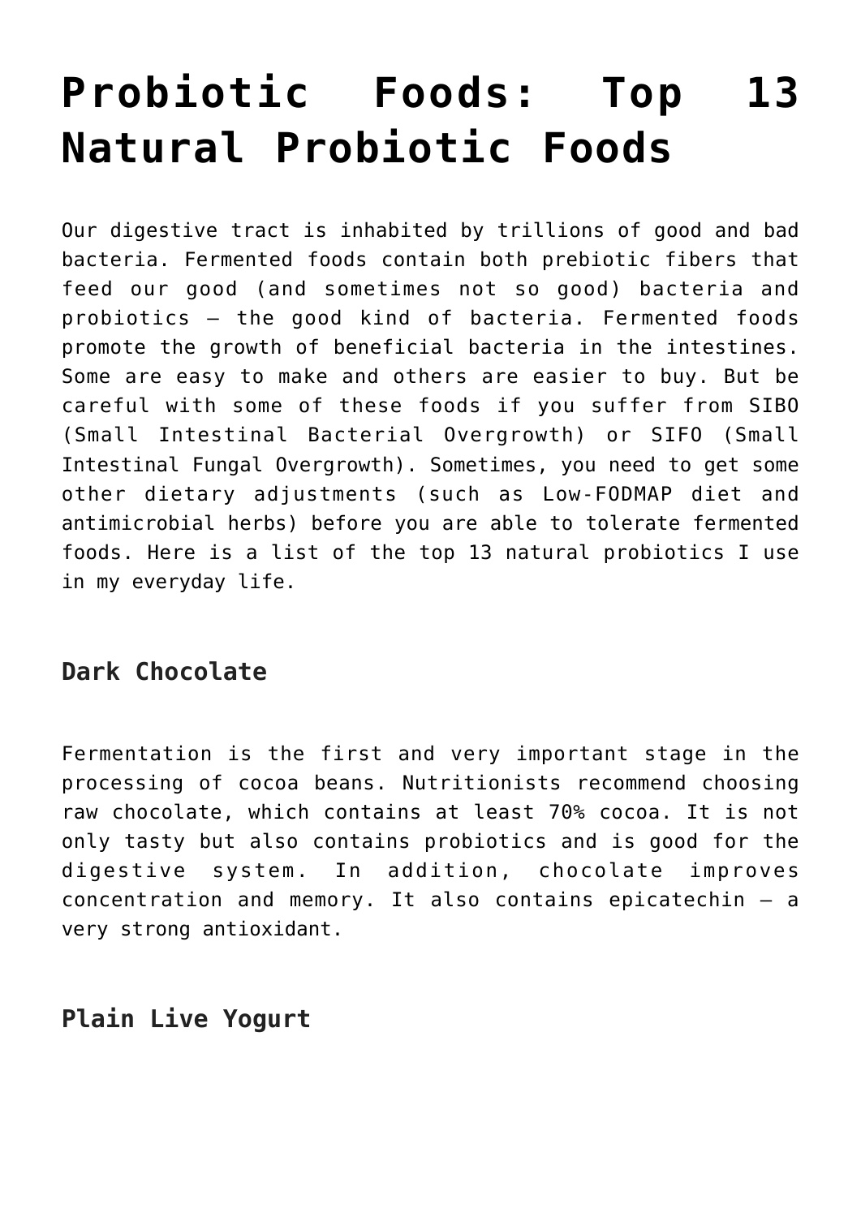# Probiotic Foods: Top 13 Natural Probiotic Foods

Our digestive tract is inhabited by trillions of good and bad bacteria. Fermented foods contain both prebiotic fibers that feed our good (and sometimes not so good) bacteria and probiotics – the good kind of bacteria. Fermented foods promote the growth of beneficial bacteria in the intestines. Some are easy to make and others are easier to buy. But be careful with some of these foods if you suffer from SIBO (Small Intestinal Bacterial Overgrowth) or SIFO (Small Intestinal Fungal Overgrowth). Sometimes, you need to get some other dietary adjustments (such as Low-FODMAP diet and antimicrobial herbs) before you are able to tolerate fermented foods. Here is a list of the top 13 natural probiotics I use in my everyday life.

### Dark Chocolate

Fermentation is the first and very important stage in the processing of cocoa beans. Nutritionists recommend choosing raw chocolate, which contains at least 70% cocoa. It is not only tasty but also contains probiotics and is good for the digestive system. In addition, chocolate improves concentration and memory. It also contains epicatechin – a very strong antioxidant.

### Plain Live Yogurt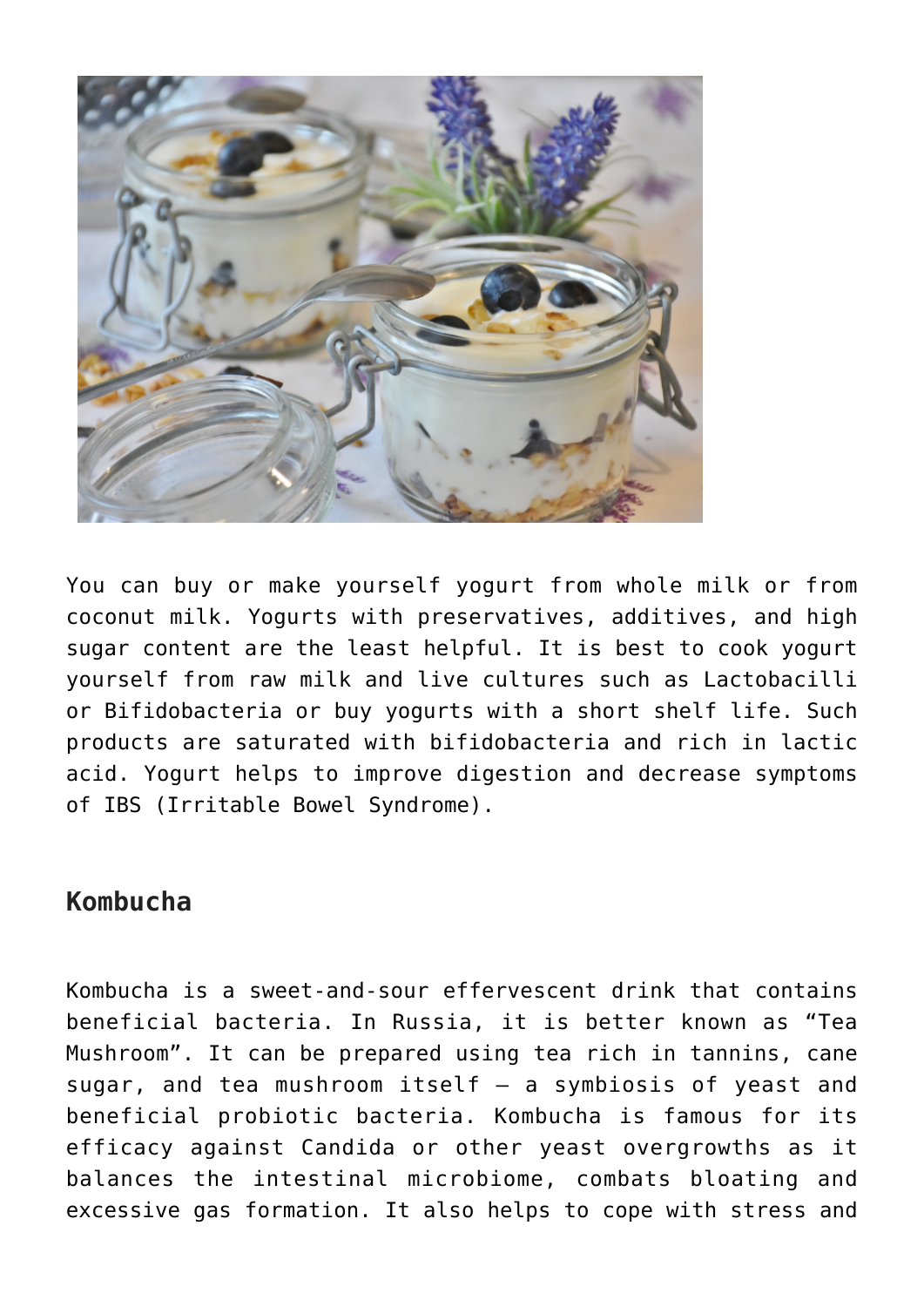You can buy or make yourself yogurt from whole milk or from coconut milk. Yogurts with preservatives, additives, and high sugar content are the least helpful. It is best to cook yogurt yourself from raw milk and live cultures such as Lactobacilli or Bifidobacteria or buy yogurts with a short shelf life. Such products are saturated with bifidobacteria and rich in lactic acid. Yogurt helps to improve digestion and decrease symptoms of IBS (Irritable Bowel Syndrome).

## Kombucha

Kombucha is a sweet-and-sour effervescent drink that contains beneficial bacteria. In Russia, it is better known as "Tea Mushroom". It can be prepared using tea rich in tannins, cane sugar, and tea mushroom itself – a symbiosis of yeast and beneficial probiotic bacteria. Kombucha is famous for its efficacy against Candida or other yeast overgrowths as it balances the intestinal microbiome, combats bloating and excessive gas formation. It also helps to cope with stress and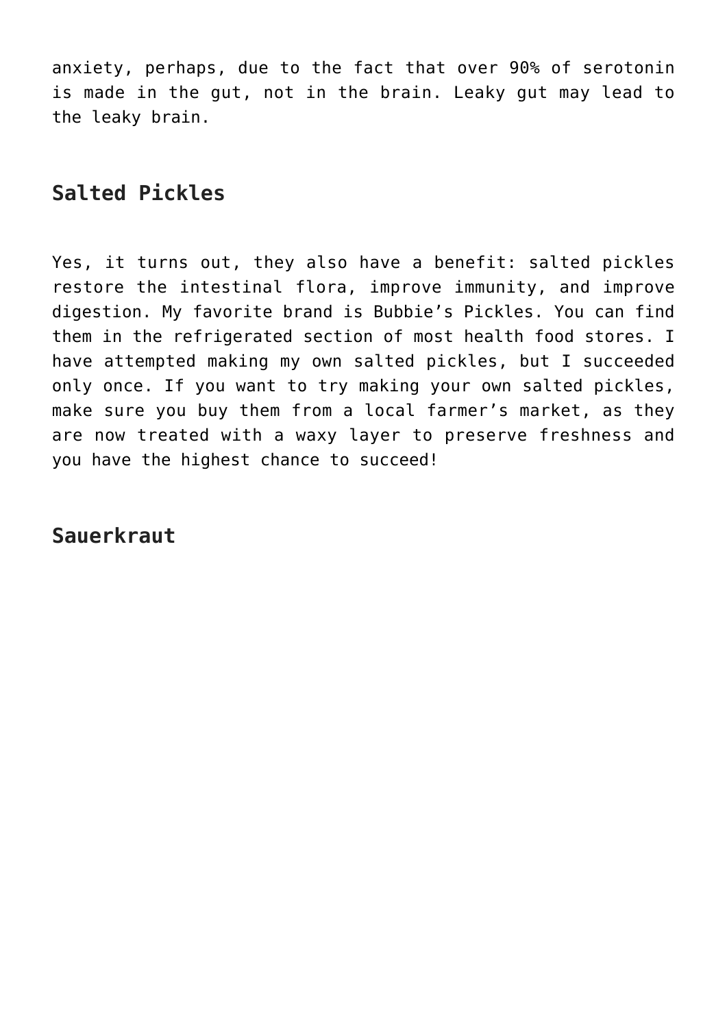anxiety, perhaps, due to the fact that over 90% of serotonin is made in the gut, not in the brain. Leaky gut may lead to the leaky brain.

## Salted Pickles

Yes, it turns out, they also have a benefit: salted pickles restore the intestinal flora, improve immunity, and improve digestion. My favorite brand is Bubbie's Pickles. You can find them in the refrigerated section of most health food stores. I have attempted making my own salted pickles, but I succeeded only once. If you want to try making your own salted pickles, make sure you buy them from a local farmer's market, as they are now treated with a waxy layer to preserve freshness and you have the highest chance to succeed!

## Sauerkraut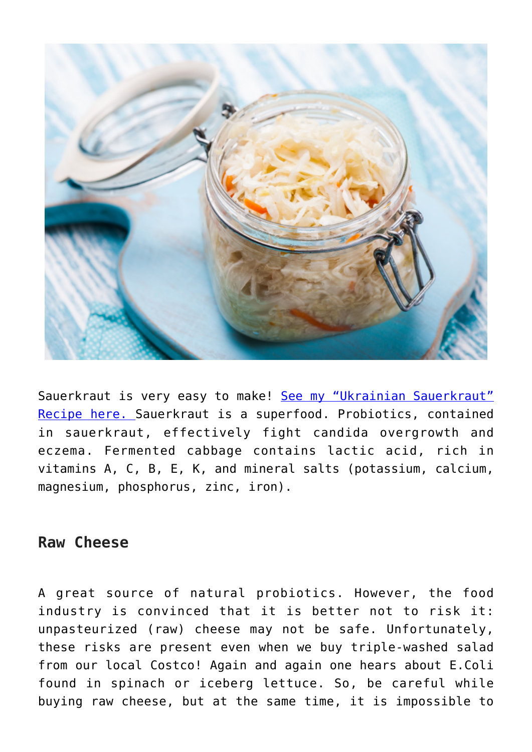Sauerkraut is very easy to make! [See my "Ukrainian Sauerkraut" Recipe here.] Sauerkraut is a superfood. Probiotics, contained in sauerkraut, effectively fight candida overgrowth and eczema. Fermented cabbage contains lactic acid, rich in vitamins A, C, B, E, K, and mineral salts (potassium, calcium, magnesium, phosphorus, zinc, iron).

### Raw Cheese

A great source of natural probiotics. However, the food industry is convinced that it is better not to risk it: unpasteurized (raw) cheese may not be safe. Unfortunately, these risks are present even when we buy triple-washed salad from our local Costco! Again and again one hears about E.Coli found in spinach or iceberg lettuce. So, be careful while buying raw cheese, but at the same time, it is impossible to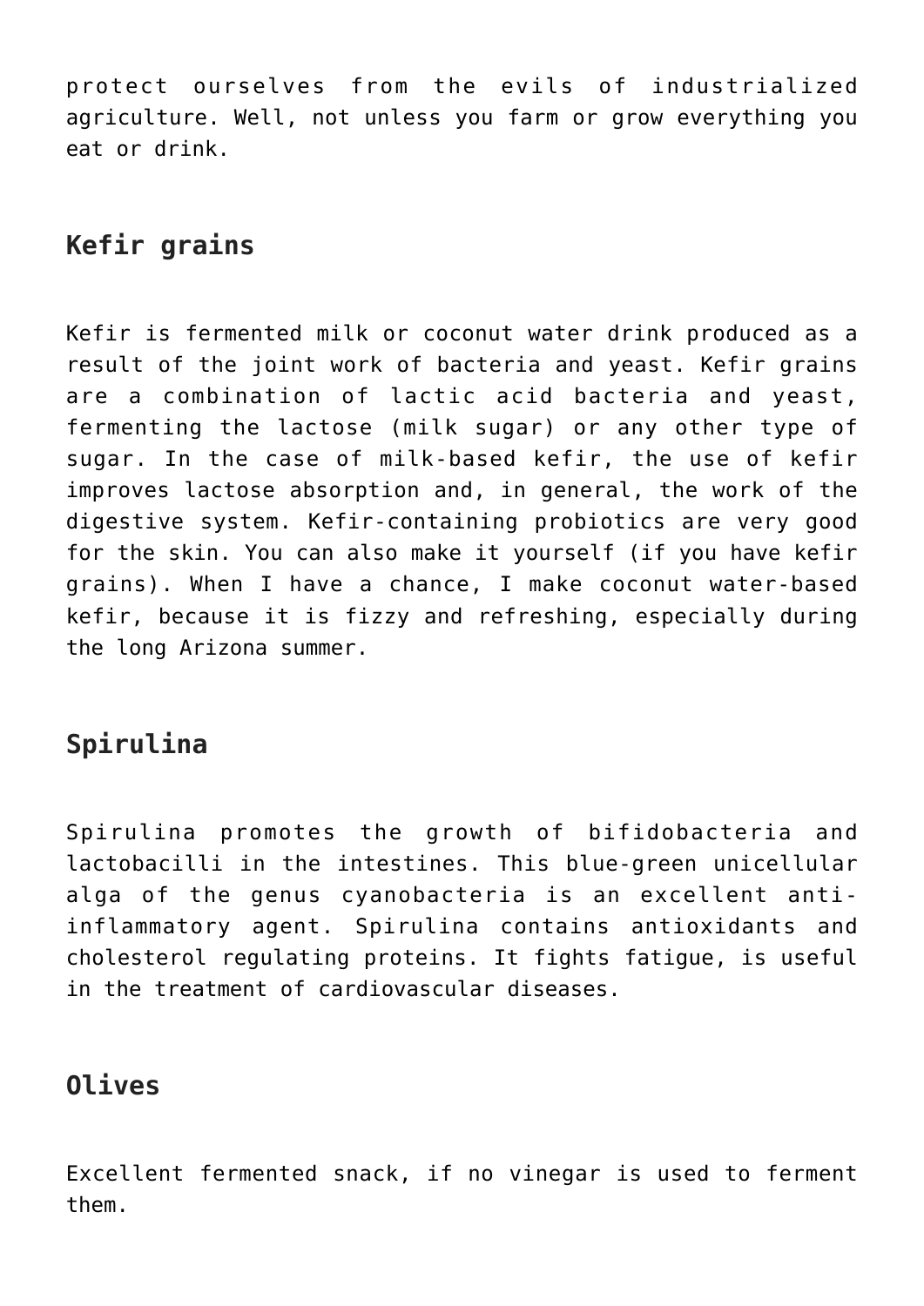protect ourselves from the evils of industrialized agriculture. Well, not unless you farm or grow everything you eat or drink.

## Kefir grains

Kefir is fermented milk or coconut water drink produced as a result of the joint work of bacteria and yeast. Kefir grains are a combination of lactic acid bacteria and yeast, fermenting the lactose (milk sugar) or any other type of sugar. In the case of milk-based kefir, the use of kefir improves lactose absorption and, in general, the work of the digestive system. Kefir-containing probiotics are very good for the skin. You can also make it yourself (if you have kefir grains). When I have a chance, I make coconut water-based kefir, because it is fizzy and refreshing, especially during the long Arizona summer.

## Spirulina

Spirulina promotes the growth of bifidobacteria and lactobacilli in the intestines. This blue-green unicellular alga of the genus cyanobacteria is an excellent anti-inflammatory agent. Spirulina contains antioxidants and cholesterol regulating proteins. It fights fatigue, is useful in the treatment of cardiovascular diseases.

## Olives

Excellent fermented snack, if no vinegar is used to ferment them.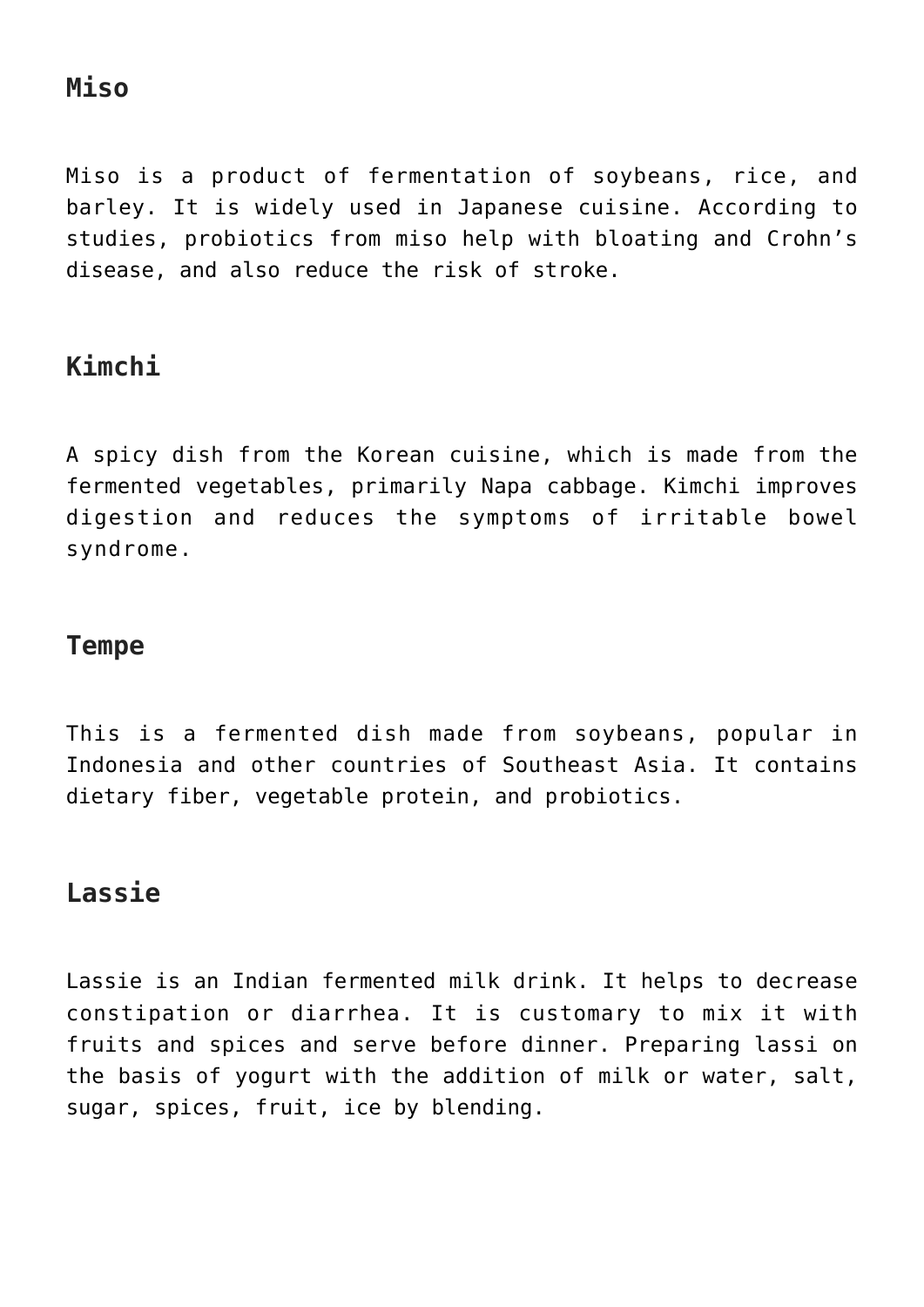## Miso

Miso is a product of fermentation of soybeans, rice, and barley. It is widely used in Japanese cuisine. According to studies, probiotics from miso help with bloating and Crohn’s disease, and also reduce the risk of stroke.

## Kimchi

A spicy dish from the Korean cuisine, which is made from the fermented vegetables, primarily Napa cabbage. Kimchi improves digestion and reduces the symptoms of irritable bowel syndrome.

## Tempe

This is a fermented dish made from soybeans, popular in Indonesia and other countries of Southeast Asia. It contains dietary fiber, vegetable protein, and probiotics.

## Lassie

Lassie is an Indian fermented milk drink. It helps to decrease constipation or diarrhea. It is customary to mix it with fruits and spices and serve before dinner. Preparing lassi on the basis of yogurt with the addition of milk or water, salt, sugar, spices, fruit, ice by blending.